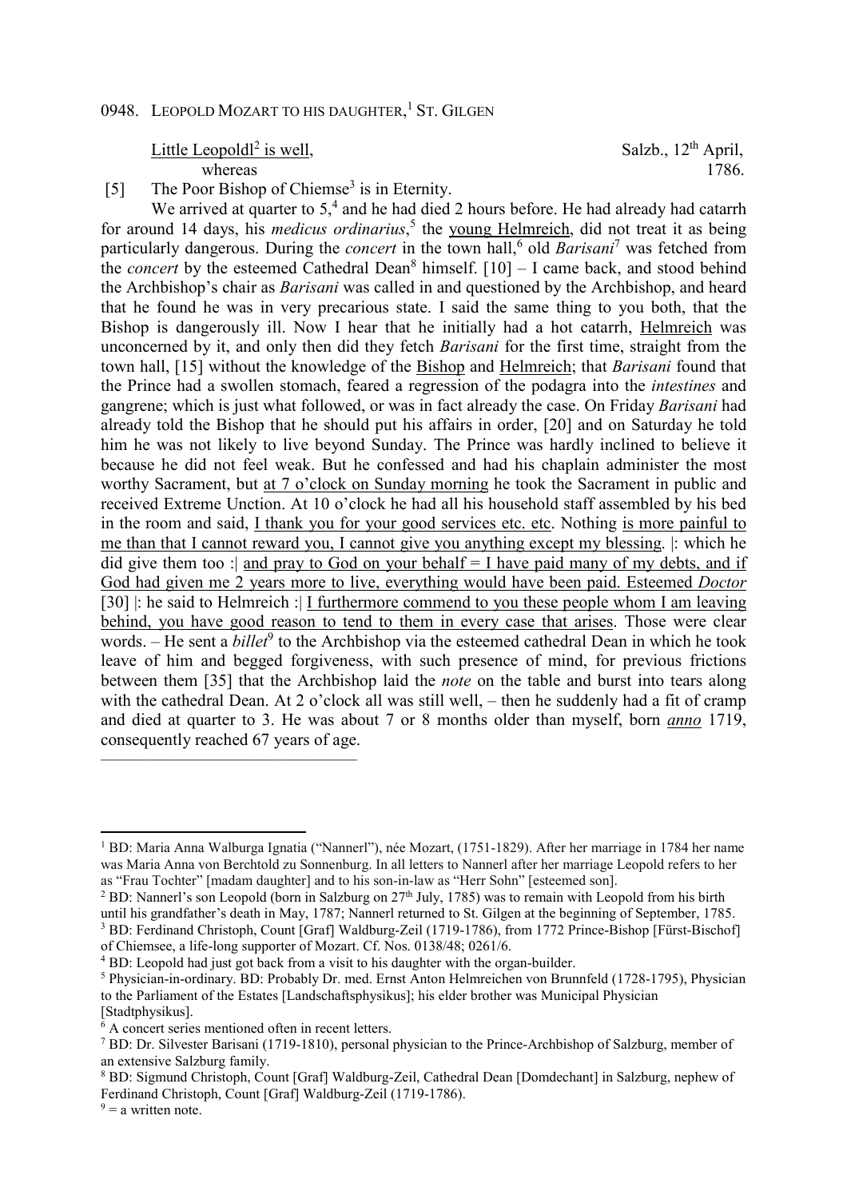0948. LEOPOLD MOZART TO HIS DAUGHTER,[1] ST. GILGEN

Little Leopoldl[2] is well, Salzb., 12th April,
whereas 1786.

[5] The Poor Bishop of Chiemse[3] is in Eternity.

We arrived at quarter to 5,[4] and he had died 2 hours before. He had already had catarrh for around 14 days, his *medicus ordinarius*,[5] the young Helmreich, did not treat it as being particularly dangerous. During the *concert* in the town hall,[6] old *Barisani*[7] was fetched from the *concert* by the esteemed Cathedral Dean[8] himself. [10] – I came back, and stood behind the Archbishop's chair as *Barisani* was called in and questioned by the Archbishop, and heard that he found he was in very precarious state. I said the same thing to you both, that the Bishop is dangerously ill. Now I hear that he initially had a hot catarrh, Helmreich was unconcerned by it, and only then did they fetch *Barisani* for the first time, straight from the town hall, [15] without the knowledge of the Bishop and Helmreich; that *Barisani* found that the Prince had a swollen stomach, feared a regression of the podagra into the *intestines* and gangrene; which is just what followed, or was in fact already the case. On Friday *Barisani* had already told the Bishop that he should put his affairs in order, [20] and on Saturday he told him he was not likely to live beyond Sunday. The Prince was hardly inclined to believe it because he did not feel weak. But he confessed and had his chaplain administer the most worthy Sacrament, but at 7 o'clock on Sunday morning he took the Sacrament in public and received Extreme Unction. At 10 o'clock he had all his household staff assembled by his bed in the room and said, I thank you for your good services etc. etc. Nothing is more painful to me than that I cannot reward you, I cannot give you anything except my blessing. |: which he did give them too :| and pray to God on your behalf = I have paid many of my debts, and if God had given me 2 years more to live, everything would have been paid. Esteemed *Doctor* [30] |: he said to Helmreich :| I furthermore commend to you these people whom I am leaving behind, you have good reason to tend to them in every case that arises. Those were clear words. – He sent a *billet*[9] to the Archbishop via the esteemed cathedral Dean in which he took leave of him and begged forgiveness, with such presence of mind, for previous frictions between them [35] that the Archbishop laid the *note* on the table and burst into tears along with the cathedral Dean. At 2 o'clock all was still well, – then he suddenly had a fit of cramp and died at quarter to 3. He was about 7 or 8 months older than myself, born *anno* 1719, consequently reached 67 years of age.

———————————————

[1] BD: Maria Anna Walburga Ignatia ("Nannerl"), née Mozart, (1751-1829). After her marriage in 1784 her name was Maria Anna von Berchtold zu Sonnenburg. In all letters to Nannerl after her marriage Leopold refers to her as "Frau Tochter" [madam daughter] and to his son-in-law as "Herr Sohn" [esteemed son].

[2] BD: Nannerl's son Leopold (born in Salzburg on 27th July, 1785) was to remain with Leopold from his birth until his grandfather's death in May, 1787; Nannerl returned to St. Gilgen at the beginning of September, 1785.

[3] BD: Ferdinand Christoph, Count [Graf] Waldburg-Zeil (1719-1786), from 1772 Prince-Bishop [Fürst-Bischof] of Chiemsee, a life-long supporter of Mozart. Cf. Nos. 0138/48; 0261/6.

[4] BD: Leopold had just got back from a visit to his daughter with the organ-builder.

[5] Physician-in-ordinary. BD: Probably Dr. med. Ernst Anton Helmreichen von Brunnfeld (1728-1795), Physician to the Parliament of the Estates [Landschaftsphysikus]; his elder brother was Municipal Physician [Stadtphysikus].

[6] A concert series mentioned often in recent letters.

[7] BD: Dr. Silvester Barisani (1719-1810), personal physician to the Prince-Archbishop of Salzburg, member of an extensive Salzburg family.

[8] BD: Sigmund Christoph, Count [Graf] Waldburg-Zeil, Cathedral Dean [Domdechant] in Salzburg, nephew of Ferdinand Christoph, Count [Graf] Waldburg-Zeil (1719-1786).

[9] = a written note.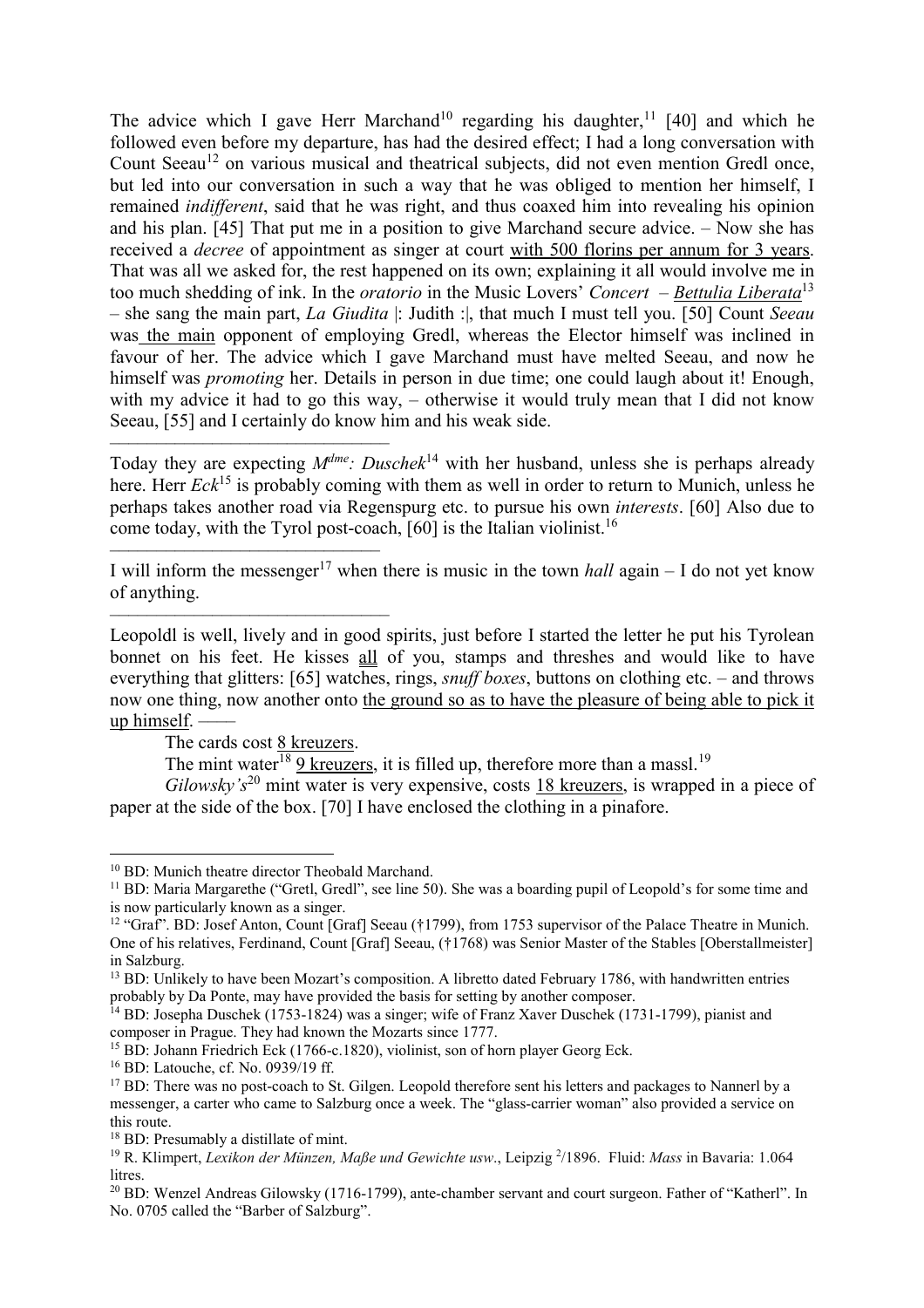The advice which I gave Herr Marchand[10] regarding his daughter,[11] [40] and which he followed even before my departure, has had the desired effect; I had a long conversation with Count Seeau[12] on various musical and theatrical subjects, did not even mention Gredl once, but led into our conversation in such a way that he was obliged to mention her himself, I remained *indifferent*, said that he was right, and thus coaxed him into revealing his opinion and his plan. [45] That put me in a position to give Marchand secure advice. – Now she has received a *decree* of appointment as singer at court with 500 florins per annum for 3 years. That was all we asked for, the rest happened on its own; explaining it all would involve me in too much shedding of ink. In the *oratorio* in the Music Lovers' *Concert* – *Bettulia Liberata*[13] – she sang the main part, *La Giudita* |: Judith :|, that much I must tell you. [50] Count *Seeau* was the main opponent of employing Gredl, whereas the Elector himself was inclined in favour of her. The advice which I gave Marchand must have melted Seeau, and now he himself was *promoting* her. Details in person in due time; one could laugh about it! Enough, with my advice it had to go this way, – otherwise it would truly mean that I did not know Seeau, [55] and I certainly do know him and his weak side.

———————————————

Today they are expecting *M^dme: Duschek*[14] with her husband, unless she is perhaps already here. Herr *Eck*[15] is probably coming with them as well in order to return to Munich, unless he perhaps takes another road via Regenspurg etc. to pursue his own *interests*. [60] Also due to come today, with the Tyrol post-coach, [60] is the Italian violinist.[16]

———————————————

I will inform the messenger[17] when there is music in the town *hall* again – I do not yet know of anything.

———————————————

Leopoldl is well, lively and in good spirits, just before I started the letter he put his Tyrolean bonnet on his feet. He kisses all of you, stamps and threshes and would like to have everything that glitters: [65] watches, rings, *snuff boxes*, buttons on clothing etc. – and throws now one thing, now another onto the ground so as to have the pleasure of being able to pick it up himself. ——

The cards cost 8 kreuzers.

The mint water[18] 9 kreuzers, it is filled up, therefore more than a massl.[19]

*Gilowsky's*[20] mint water is very expensive, costs 18 kreuzers, is wrapped in a piece of paper at the side of the box. [70] I have enclosed the clothing in a pinafore.

---

[10] BD: Munich theatre director Theobald Marchand.

[11] BD: Maria Margarethe ("Gretl, Gredl", see line 50). She was a boarding pupil of Leopold's for some time and is now particularly known as a singer.

[12] "Graf". BD: Josef Anton, Count [Graf] Seeau (†1799), from 1753 supervisor of the Palace Theatre in Munich. One of his relatives, Ferdinand, Count [Graf] Seeau, (†1768) was Senior Master of the Stables [Oberstallmeister] in Salzburg.

[13] BD: Unlikely to have been Mozart's composition. A libretto dated February 1786, with handwritten entries probably by Da Ponte, may have provided the basis for setting by another composer.

[14] BD: Josepha Duschek (1753-1824) was a singer; wife of Franz Xaver Duschek (1731-1799), pianist and composer in Prague. They had known the Mozarts since 1777.

[15] BD: Johann Friedrich Eck (1766-c.1820), violinist, son of horn player Georg Eck.

[16] BD: Latouche, cf. No. 0939/19 ff.

[17] BD: There was no post-coach to St. Gilgen. Leopold therefore sent his letters and packages to Nannerl by a messenger, a carter who came to Salzburg once a week. The "glass-carrier woman" also provided a service on this route.

[18] BD: Presumably a distillate of mint.

[19] R. Klimpert, *Lexikon der Münzen, Maße und Gewichte usw*., Leipzig ²/1896. Fluid: *Mass* in Bavaria: 1.064 litres.

[20] BD: Wenzel Andreas Gilowsky (1716-1799), ante-chamber servant and court surgeon. Father of "Katherl". In No. 0705 called the "Barber of Salzburg".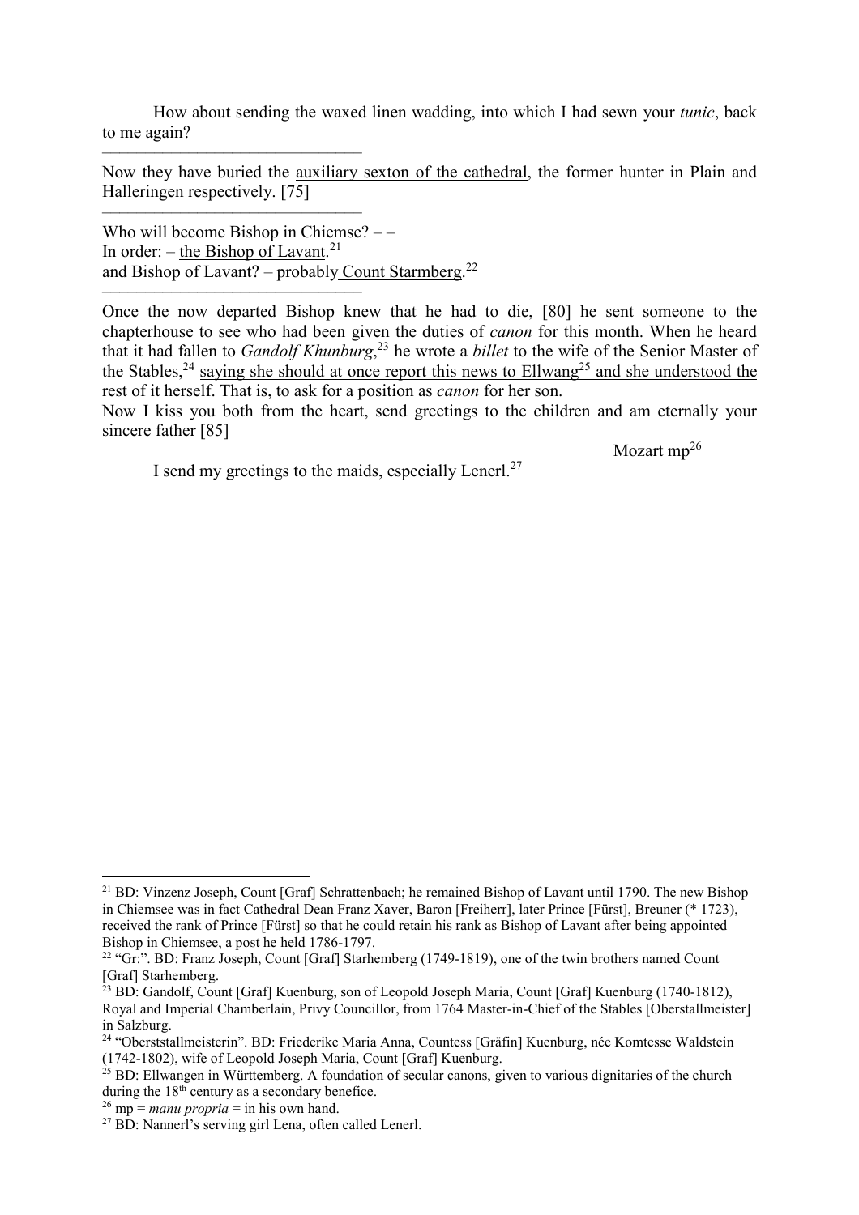How about sending the waxed linen wadding, into which I had sewn your *tunic*, back to me again?

———————————————

Now they have buried the <u>auxiliary sexton of the cathedral</u>, the former hunter in Plain and Halleringen respectively. [75]

———————————————

Who will become Bishop in Chiemse? – –
In order: – <u>the Bishop of Lavant</u>.[21]
and Bishop of Lavant? – probably <u>Count Starmberg</u>.[22]

———————————————

Once the now departed Bishop knew that he had to die, [80] he sent someone to the chapterhouse to see who had been given the duties of *canon* for this month. When he heard that it had fallen to *Gandolf Khunburg*,[23] he wrote a *billet* to the wife of the Senior Master of the Stables,[24] <u>saying she should at once report this news to Ellwang[25] and she understood the rest of it herself</u>. That is, to ask for a position as *canon* for her son.

Now I kiss you both from the heart, send greetings to the children and am eternally your sincere father [85]

Mozart mp[26]

I send my greetings to the maids, especially Lenerl.[27]

---

[21] BD: Vinzenz Joseph, Count [Graf] Schrattenbach; he remained Bishop of Lavant until 1790. The new Bishop in Chiemsee was in fact Cathedral Dean Franz Xaver, Baron [Freiherr], later Prince [Fürst], Breuner (* 1723), received the rank of Prince [Fürst] so that he could retain his rank as Bishop of Lavant after being appointed Bishop in Chiemsee, a post he held 1786-1797.

[22] "Gr:". BD: Franz Joseph, Count [Graf] Starhemberg (1749-1819), one of the twin brothers named Count [Graf] Starhemberg.

[23] BD: Gandolf, Count [Graf] Kuenburg, son of Leopold Joseph Maria, Count [Graf] Kuenburg (1740-1812), Royal and Imperial Chamberlain, Privy Councillor, from 1764 Master-in-Chief of the Stables [Oberstallmeister] in Salzburg.

[24] "Oberststallmeisterin". BD: Friederike Maria Anna, Countess [Gräfin] Kuenburg, née Komtesse Waldstein (1742-1802), wife of Leopold Joseph Maria, Count [Graf] Kuenburg.

[25] BD: Ellwangen in Württemberg. A foundation of secular canons, given to various dignitaries of the church during the 18th century as a secondary benefice.

[26] mp = *manu propria* = in his own hand.

[27] BD: Nannerl's serving girl Lena, often called Lenerl.